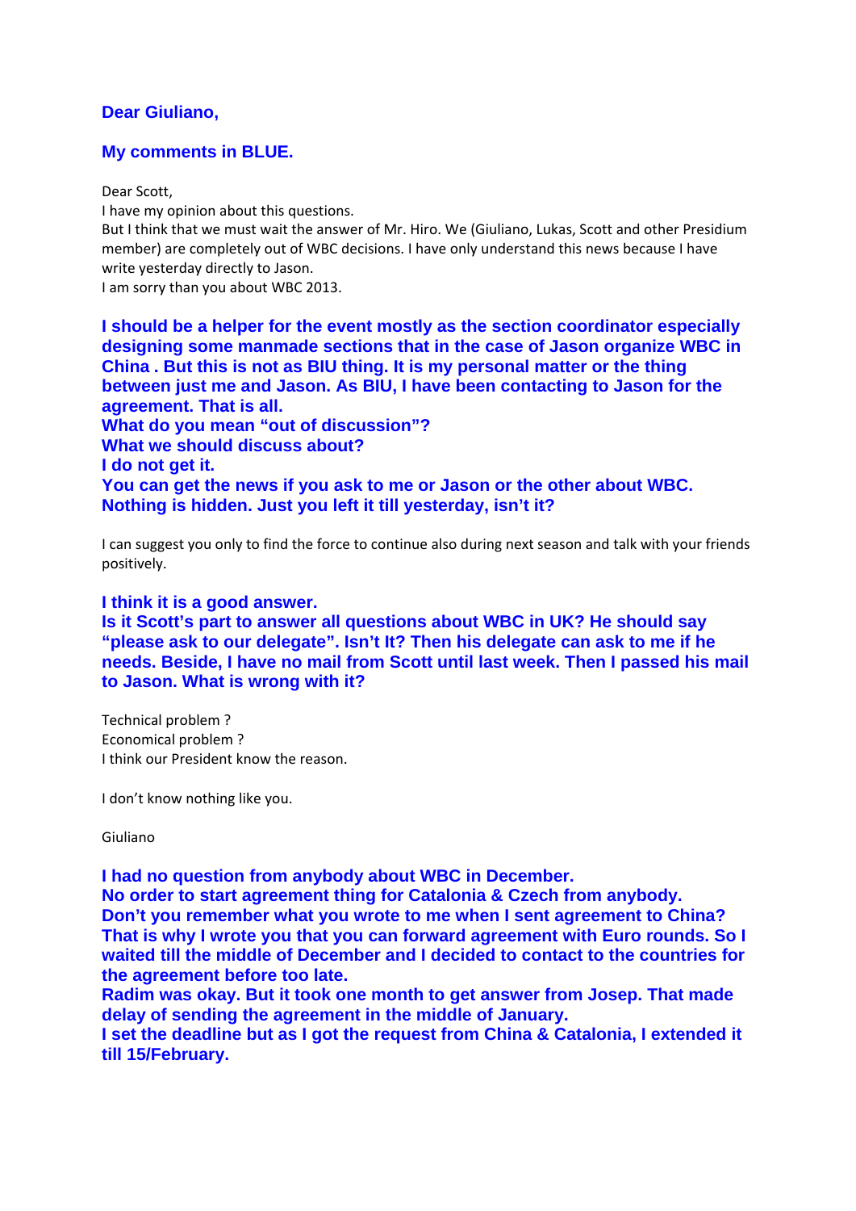**Dear Giuliano,**

**My comments in BLUE.**

Dear Scott,
I have my opinion about this questions.
But I think that we must wait the answer of Mr. Hiro. We (Giuliano, Lukas, Scott and other Presidium member) are completely out of WBC decisions. I have only understand this news because I have write yesterday directly to Jason.
I am sorry than you about WBC 2013.

**I should be a helper for the event mostly as the section coordinator especially designing some manmade sections that in the case of Jason organize WBC in China . But this is not as BIU thing. It is my personal matter or the thing between just me and Jason. As BIU, I have been contacting to Jason for the agreement. That is all.**
**What do you mean "out of discussion"?**
**What we should discuss about?**
**I do not get it.**
**You can get the news if you ask to me or Jason or the other about WBC.**
**Nothing is hidden. Just you left it till yesterday, isn't it?**

I can suggest you only to find the force to continue also during next season and talk with your friends positively.

**I think it is a good answer.**
**Is it Scott's part to answer all questions about WBC in UK? He should say "please ask to our delegate". Isn't It? Then his delegate can ask to me if he needs. Beside, I have no mail from Scott until last week. Then I passed his mail to Jason. What is wrong with it?**

Technical problem ?
Economical problem ?
I think our President know the reason.

I don't know nothing like you.

Giuliano

**I had no question from anybody about WBC in December.**
**No order to start agreement thing for Catalonia & Czech from anybody.**
**Don't you remember what you wrote to me when I sent agreement to China? That is why I wrote you that you can forward agreement with Euro rounds. So I waited till the middle of December and I decided to contact to the countries for the agreement before too late.**
**Radim was okay. But it took one month to get answer from Josep. That made delay of sending the agreement in the middle of January.**
**I set the deadline but as I got the request from China & Catalonia, I extended it till 15/February.**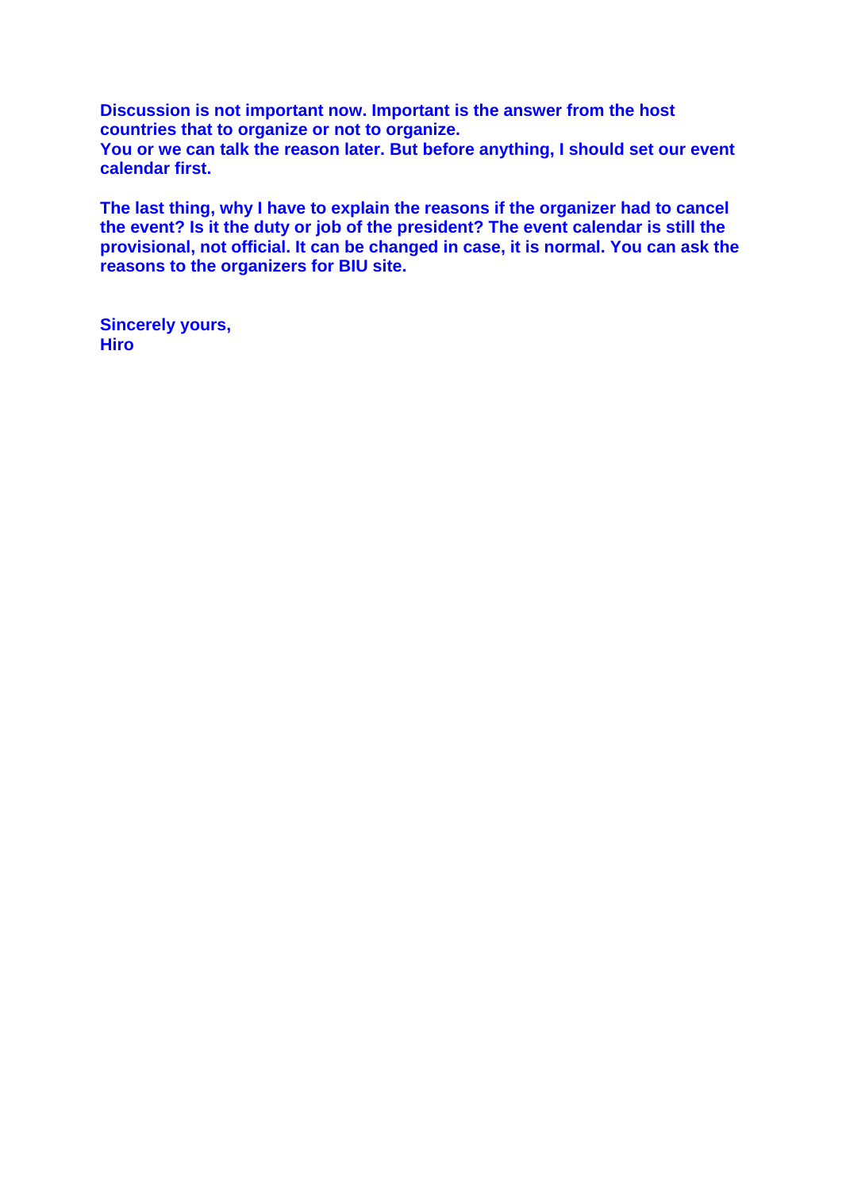**Discussion is not important now. Important is the answer from the host countries that to organize or not to organize.**
**You or we can talk the reason later. But before anything, I should set our event calendar first.**

**The last thing, why I have to explain the reasons if the organizer had to cancel the event? Is it the duty or job of the president? The event calendar is still the provisional, not official. It can be changed in case, it is normal. You can ask the reasons to the organizers for BIU site.**

**Sincerely yours,**
**Hiro**